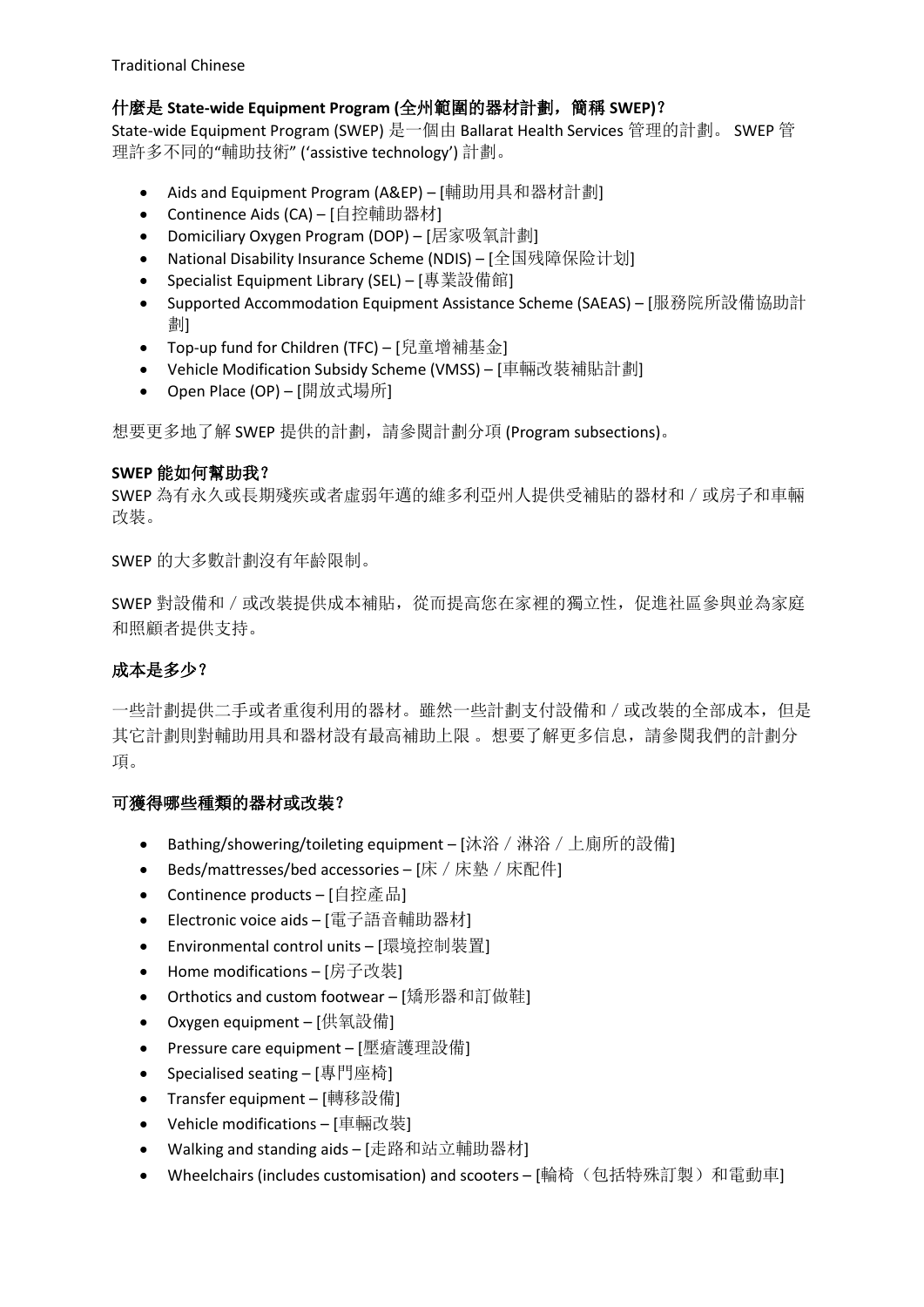Traditional Chinese

### 什麼是 State-wide Equipment Program (全州範圍的器材計劃，簡稱 SWEP)？

State-wide Equipment Program (SWEP) 是一個由 Ballarat Health Services 管理的計劃。 SWEP 管理許多不同的“輔助技術” (‘assistive technology’) 計劃。

- Aids and Equipment Program (A&EP) – [輔助用具和器材計劃]
- Continence Aids (CA) – [自控輔助器材]
- Domiciliary Oxygen Program (DOP) – [居家吸氧計劃]
- National Disability Insurance Scheme (NDIS) – [全国残障保险计划]
- Specialist Equipment Library (SEL) – [專業設備館]
- Supported Accommodation Equipment Assistance Scheme (SAEAS) – [服務院所設備協助計劃]
- Top-up fund for Children (TFC) – [兒童增補基金]
- Vehicle Modification Subsidy Scheme (VMSS) – [車輛改裝補貼計劃]
- Open Place (OP) – [開放式場所]

想要更多地了解 SWEP 提供的計劃，請參閱計劃分項 (Program subsections)。

### SWEP 能如何幫助我？

SWEP 為有永久或長期殘疾或者虛弱年邁的維多利亞州人提供受補貼的器材和／或房子和車輛改裝。

SWEP 的大多數計劃沒有年齡限制。

SWEP 對設備和／或改裝提供成本補貼，從而提高您在家裡的獨立性，促進社區參與並為家庭和照顧者提供支持。

### 成本是多少？

一些計劃提供二手或者重復利用的器材。雖然一些計劃支付設備和／或改裝的全部成本，但是其它計劃則對輔助用具和器材設有最高補助上限 。想要了解更多信息，請參閱我們的計劃分項。

### 可獲得哪些種類的器材或改裝？

- Bathing/showering/toileting equipment – [沐浴／淋浴／上廁所的設備]
- Beds/mattresses/bed accessories – [床／床墊／床配件]
- Continence products – [自控產品]
- Electronic voice aids – [電子語音輔助器材]
- Environmental control units – [環境控制裝置]
- Home modifications – [房子改裝]
- Orthotics and custom footwear – [矯形器和訂做鞋]
- Oxygen equipment – [供氧設備]
- Pressure care equipment – [壓瘡護理設備]
- Specialised seating – [專門座椅]
- Transfer equipment – [轉移設備]
- Vehicle modifications – [車輛改裝]
- Walking and standing aids – [走路和站立輔助器材]
- Wheelchairs (includes customisation) and scooters – [輪椅（包括特殊訂製）和電動車]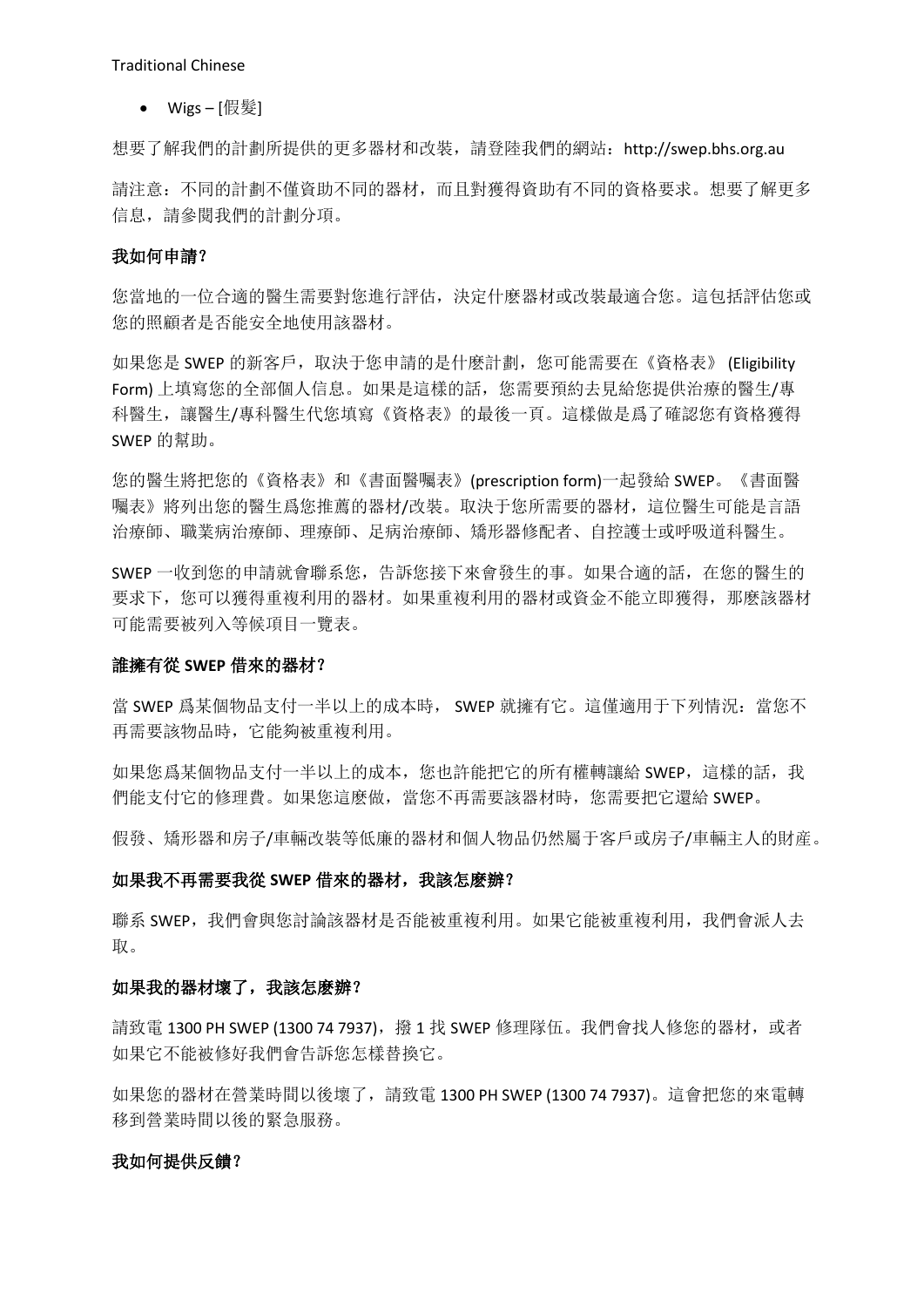- Wigs – [假髮]

想要了解我們的計劃所提供的更多器材和改裝，請登陸我們的網站：http://swep.bhs.org.au

請注意：不同的計劃不僅資助不同的器材，而且對獲得資助有不同的資格要求。想要了解更多信息，請參閱我們的計劃分項。

**我如何申請?**

您當地的一位合適的醫生需要對您進行評估，決定什麼器材或改裝最適合您。這包括評估您或您的照顧者是否能安全地使用該器材。

如果您是 SWEP 的新客戶，取決于您申請的是什麼計劃，您可能需要在《資格表》 (Eligibility Form) 上填寫您的全部個人信息。如果是這樣的話，您需要預約去見給您提供治療的醫生/專科醫生，讓醫生/專科醫生代您填寫《資格表》的最後一頁。這樣做是爲了確認您有資格獲得 SWEP 的幫助。

您的醫生將把您的《資格表》和《書面醫囑表》(prescription form)一起發給 SWEP。《書面醫囑表》將列出您的醫生爲您推薦的器材/改裝。取決于您所需要的器材，這位醫生可能是言語治療師、職業病治療師、理療師、足病治療師、矯形器修配者、自控護士或呼吸道科醫生。

SWEP 一收到您的申請就會聯系您，告訴您接下來會發生的事。如果合適的話，在您的醫生的要求下，您可以獲得重複利用的器材。如果重複利用的器材或資金不能立即獲得，那麼該器材可能需要被列入等候項目一覽表。

**誰擁有從 SWEP 借來的器材?**

當 SWEP 爲某個物品支付一半以上的成本時， SWEP 就擁有它。這僅適用于下列情況：當您不再需要該物品時，它能夠被重複利用。

如果您爲某個物品支付一半以上的成本，您也許能把它的所有權轉讓給 SWEP，這樣的話，我們能支付它的修理費。如果您這麼做，當您不再需要該器材時，您需要把它還給 SWEP。

假發、矯形器和房子/車輛改裝等低廉的器材和個人物品仍然屬于客戶或房子/車輛主人的財産。

**如果我不再需要我從 SWEP 借來的器材，我該怎麼辦?**

聯系 SWEP，我們會與您討論該器材是否能被重複利用。如果它能被重複利用，我們會派人去取。

**如果我的器材壞了，我該怎麼辦?**

請致電 1300 PH SWEP (1300 74 7937)，撥 1 找 SWEP 修理隊伍。我們會找人修您的器材，或者如果它不能被修好我們會告訴您怎樣替換它。

如果您的器材在營業時間以後壞了，請致電 1300 PH SWEP (1300 74 7937)。這會把您的來電轉移到營業時間以後的緊急服務。

**我如何提供反饋?**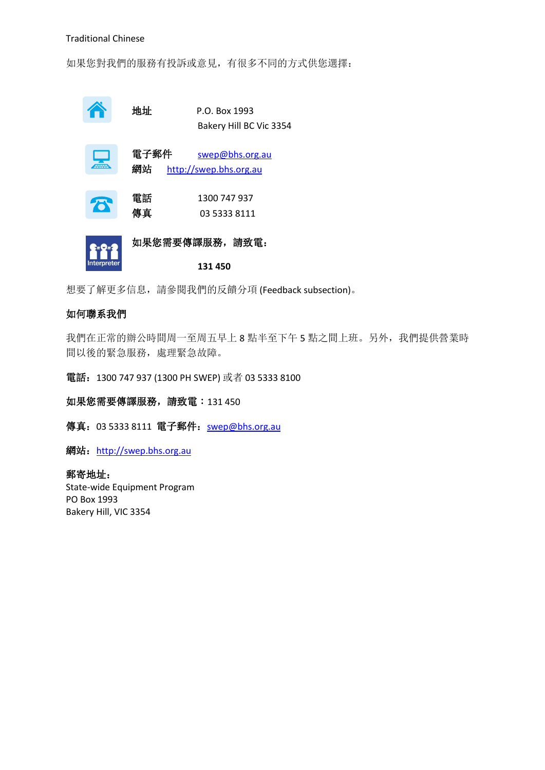Traditional Chinese

如果您對我們的服務有投訴或意見，有很多不同的方式供您選擇：

**地址** P.O. Box 1993
Bakery Hill BC Vic 3354

**電子郵件** swep@bhs.org.au
**網站** http://swep.bhs.org.au

**電話** 1300 747 937
**傳真** 03 5333 8111

**如果您需要傳譯服務，請致電：**

**131 450**

想要了解更多信息，請參閱我們的反饋分項 (Feedback subsection)。

**如何聯系我們**

我們在正常的辦公時間周一至周五早上 8 點半至下午 5 點之間上班。另外，我們提供營業時間以後的緊急服務，處理緊急故障。

**電話**：1300 747 937 (1300 PH SWEP) 或者 03 5333 8100

**如果您需要傳譯服務，請致電**：131 450

**傳真**：03 5333 8111 **電子郵件**：swep@bhs.org.au

**網站**：http://swep.bhs.org.au

**郵寄地址**：
State-wide Equipment Program
PO Box 1993
Bakery Hill, VIC 3354